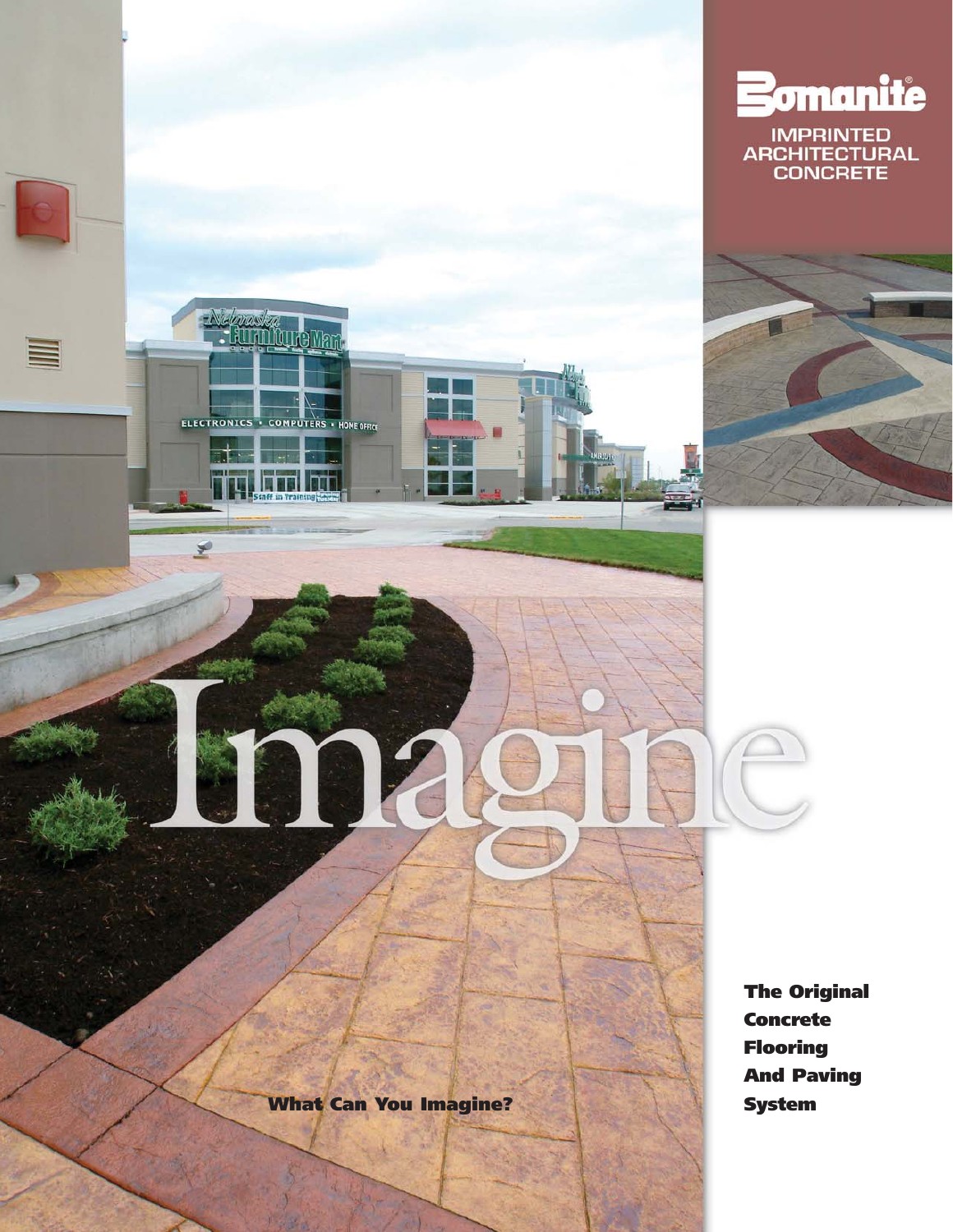# Bomanite®

IMPRINTED ARCHITECTURAL CONCRETE

# Imagine

**What Can You Imagine?**

**The Original Concrete Flooring And Paving System**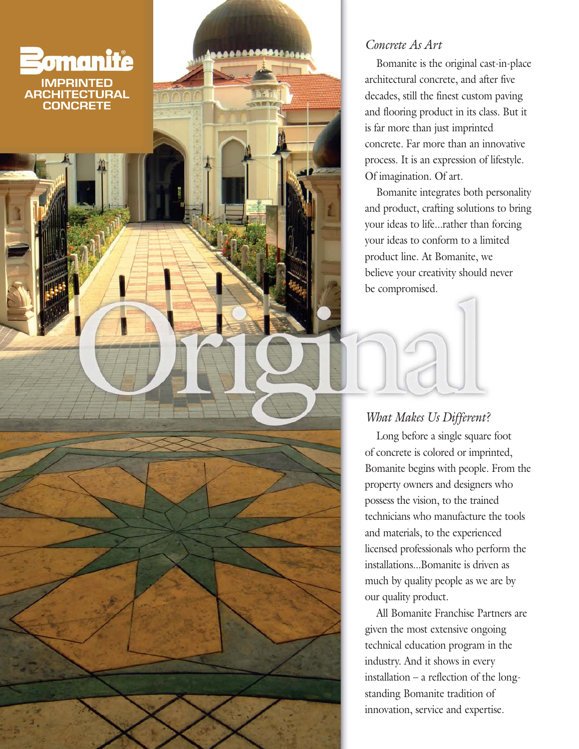# Bomanite®

**IMPRINTED ARCHITECTURAL CONCRETE**

# Original

### *Concrete As Art*

Bomanite is the original cast-in-place architectural concrete, and after five decades, still the finest custom paving and flooring product in its class. But it is far more than just imprinted concrete. Far more than an innovative process. It is an expression of lifestyle. Of imagination. Of art.

Bomanite integrates both personality and product, crafting solutions to bring your ideas to life...rather than forcing your ideas to conform to a limited product line. At Bomanite, we believe your creativity should never be compromised.

### *What Makes Us Different?*

Long before a single square foot of concrete is colored or imprinted, Bomanite begins with people. From the property owners and designers who possess the vision, to the trained technicians who manufacture the tools and materials, to the experienced licensed professionals who perform the installations...Bomanite is driven as much by quality people as we are by our quality product.

All Bomanite Franchise Partners are given the most extensive ongoing technical education program in the industry. And it shows in every installation – a reflection of the long-standing Bomanite tradition of innovation, service and expertise.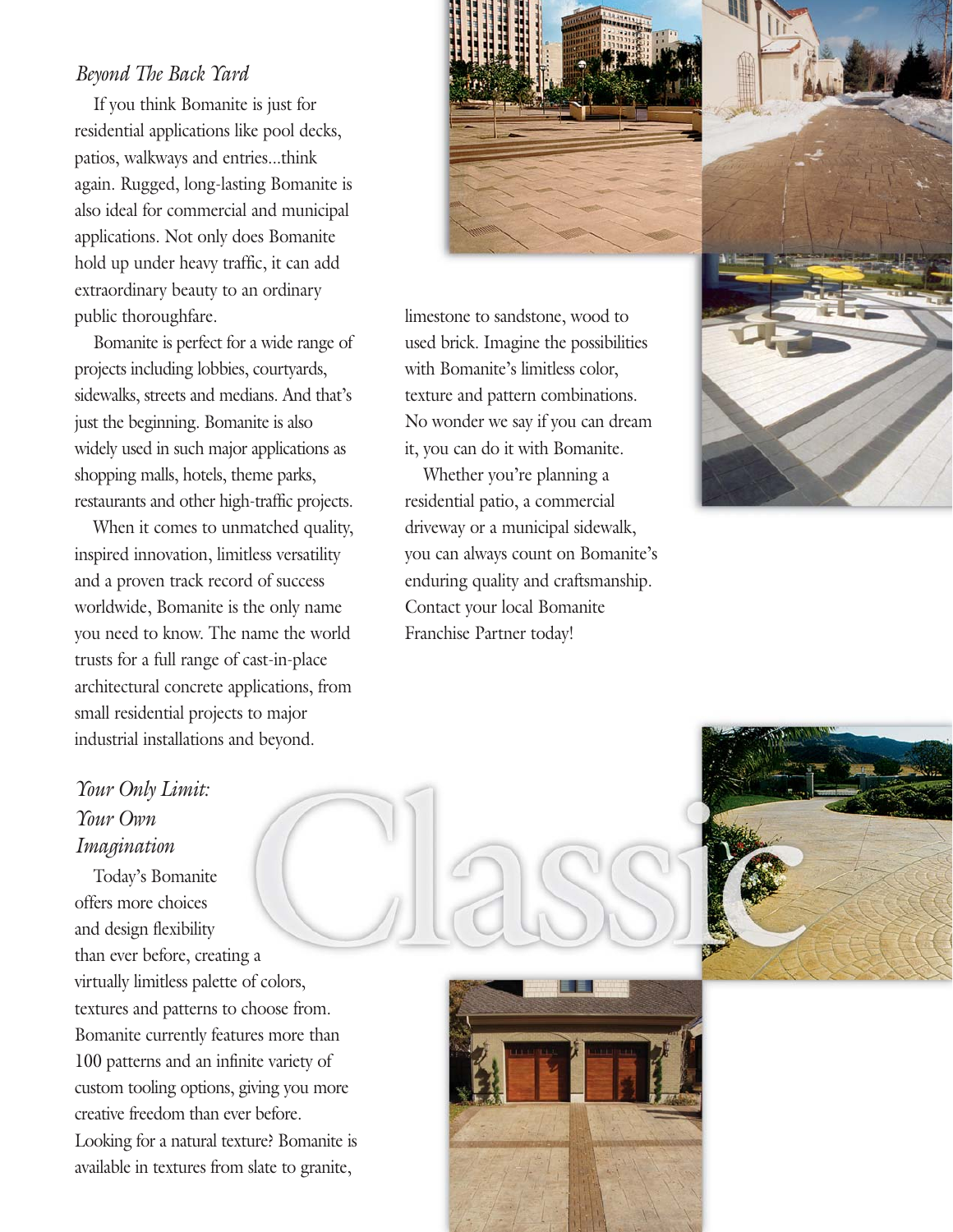*Beyond The Back Yard*

If you think Bomanite is just for residential applications like pool decks, patios, walkways and entries...think again. Rugged, long-lasting Bomanite is also ideal for commercial and municipal applications. Not only does Bomanite hold up under heavy traffic, it can add extraordinary beauty to an ordinary public thoroughfare.

Bomanite is perfect for a wide range of projects including lobbies, courtyards, sidewalks, streets and medians. And that's just the beginning. Bomanite is also widely used in such major applications as shopping malls, hotels, theme parks, restaurants and other high-traffic projects.

When it comes to unmatched quality, inspired innovation, limitless versatility and a proven track record of success worldwide, Bomanite is the only name you need to know. The name the world trusts for a full range of cast-in-place architectural concrete applications, from small residential projects to major industrial installations and beyond.

*Your Only Limit: Your Own Imagination*

Today's Bomanite offers more choices and design flexibility than ever before, creating a virtually limitless palette of colors, textures and patterns to choose from. Bomanite currently features more than 100 patterns and an infinite variety of custom tooling options, giving you more creative freedom than ever before. Looking for a natural texture? Bomanite is available in textures from slate to granite, limestone to sandstone, wood to used brick. Imagine the possibilities with Bomanite's limitless color, texture and pattern combinations. No wonder we say if you can dream it, you can do it with Bomanite.

Whether you're planning a residential patio, a commercial driveway or a municipal sidewalk, you can always count on Bomanite's enduring quality and craftsmanship. Contact your local Bomanite Franchise Partner today!

Classic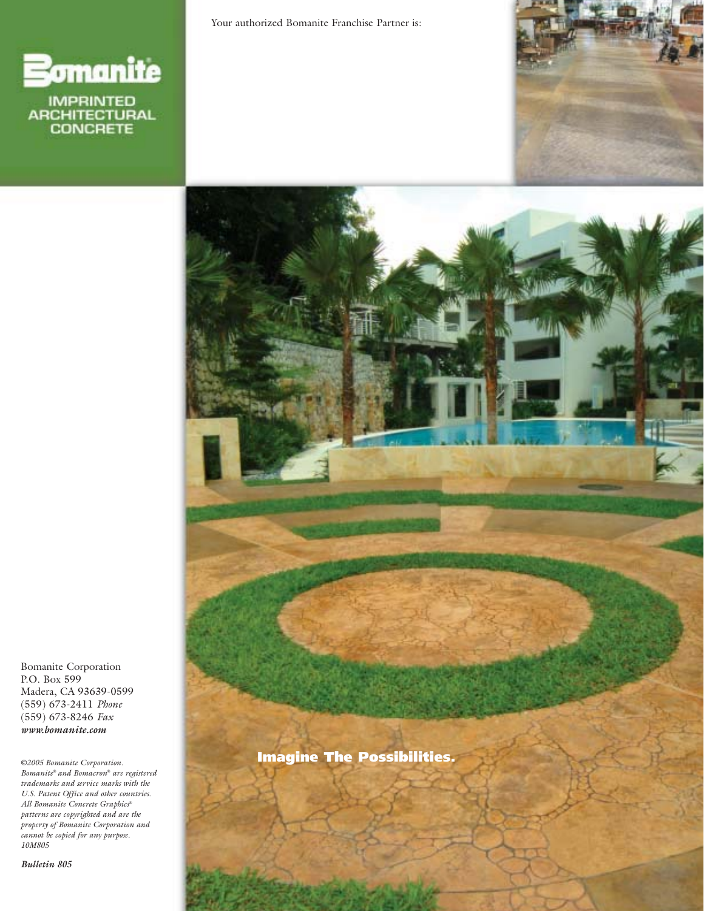# Bomanite

IMPRINTED ARCHITECTURAL CONCRETE

Your authorized Bomanite Franchise Partner is:

Imagine The Possibilities.

Bomanite Corporation
P.O. Box 599
Madera, CA 93639-0599
(559) 673-2411 *Phone*
(559) 673-8246 *Fax*
***www.bomanite.com***

*©2005 Bomanite Corporation. Bomanite® and Bomacron® are registered trademarks and service marks with the U.S. Patent Office and other countries. All Bomanite Concrete Graphics® patterns are copyrighted and are the property of Bomanite Corporation and cannot be copied for any purpose. 10M805*

***Bulletin 805***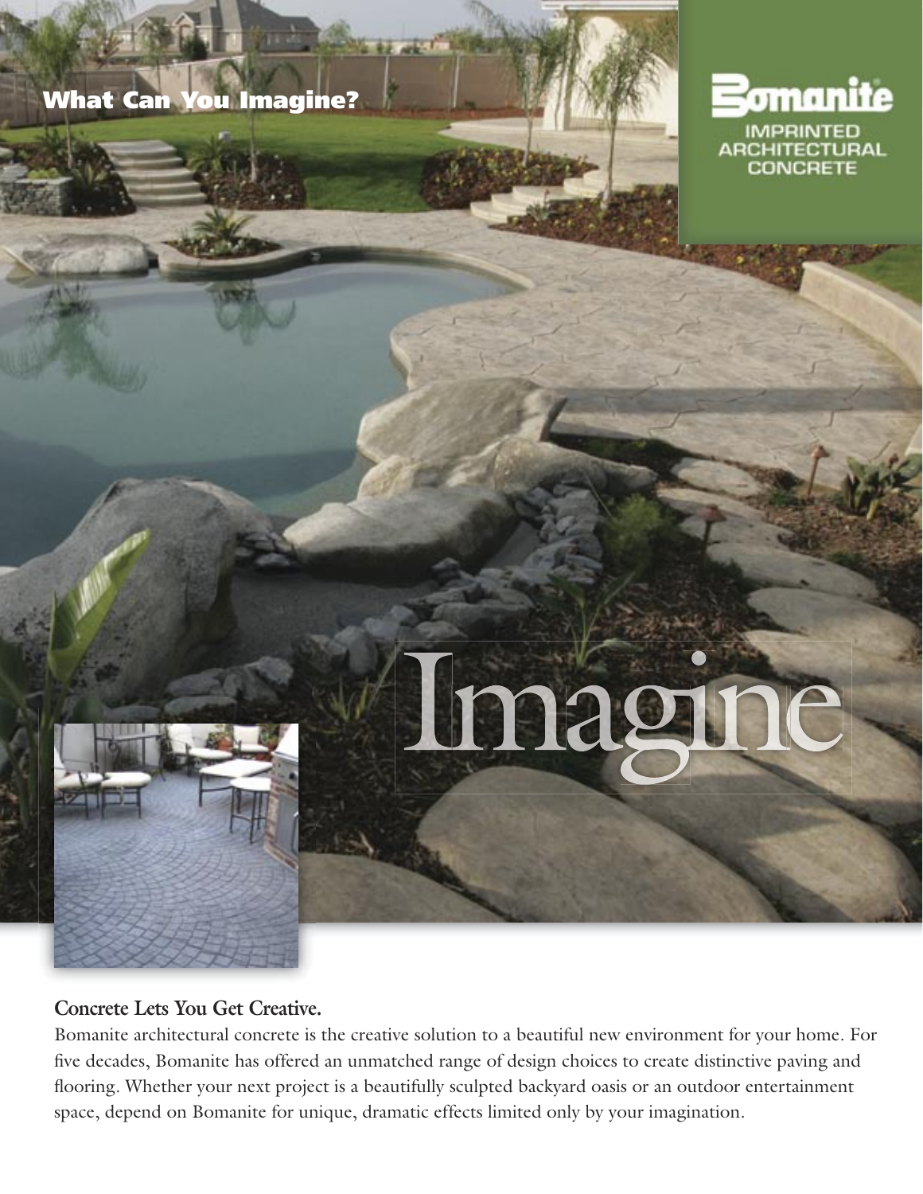## What Can You Imagine?

**Bomanite**
IMPRINTED ARCHITECTURAL CONCRETE

# Imagine

### Concrete Lets You Get Creative.

Bomanite architectural concrete is the creative solution to a beautiful new environment for your home. For five decades, Bomanite has offered an unmatched range of design choices to create distinctive paving and flooring. Whether your next project is a beautifully sculpted backyard oasis or an outdoor entertainment space, depend on Bomanite for unique, dramatic effects limited only by your imagination.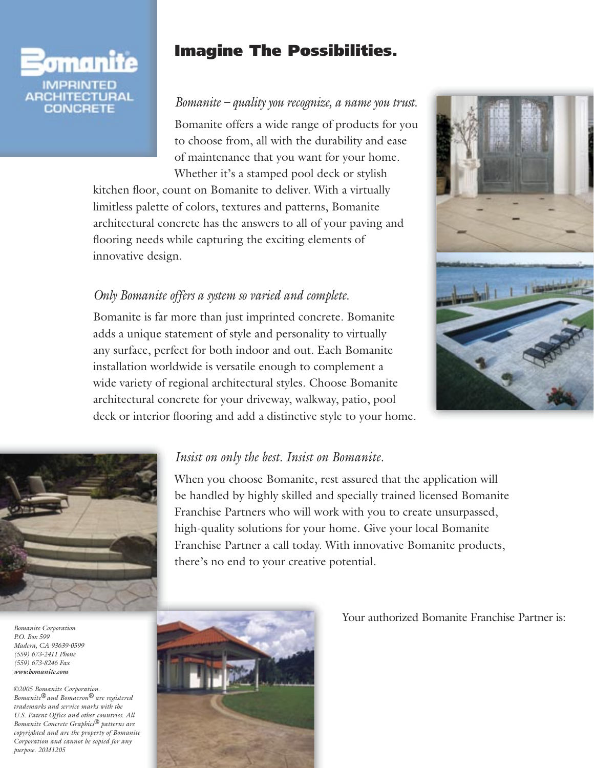Bomanite

IMPRINTED ARCHITECTURAL CONCRETE

# Imagine The Possibilities.

*Bomanite – quality you recognize, a name you trust.*

Bomanite offers a wide range of products for you to choose from, all with the durability and ease of maintenance that you want for your home. Whether it's a stamped pool deck or stylish kitchen floor, count on Bomanite to deliver. With a virtually limitless palette of colors, textures and patterns, Bomanite architectural concrete has the answers to all of your paving and flooring needs while capturing the exciting elements of innovative design.

*Only Bomanite offers a system so varied and complete.*

Bomanite is far more than just imprinted concrete. Bomanite adds a unique statement of style and personality to virtually any surface, perfect for both indoor and out. Each Bomanite installation worldwide is versatile enough to complement a wide variety of regional architectural styles. Choose Bomanite architectural concrete for your driveway, walkway, patio, pool deck or interior flooring and add a distinctive style to your home.

*Insist on only the best. Insist on Bomanite.*

When you choose Bomanite, rest assured that the application will be handled by highly skilled and specially trained licensed Bomanite Franchise Partners who will work with you to create unsurpassed, high-quality solutions for your home. Give your local Bomanite Franchise Partner a call today. With innovative Bomanite products, there's no end to your creative potential.

Your authorized Bomanite Franchise Partner is:

*Bomanite Corporation*
*P.O. Box 599*
*Madera, CA 93639-0599*
*(559) 673-2411 Phone*
*(559) 673-8246 Fax*
***www.bomanite.com***

*©2005 Bomanite Corporation. Bomanite® and Bomacron® are registered trademarks and service marks with the U.S. Patent Office and other countries. All Bomanite Concrete Graphics® patterns are copyrighted and are the property of Bomanite Corporation and cannot be copied for any purpose. 20M1205*